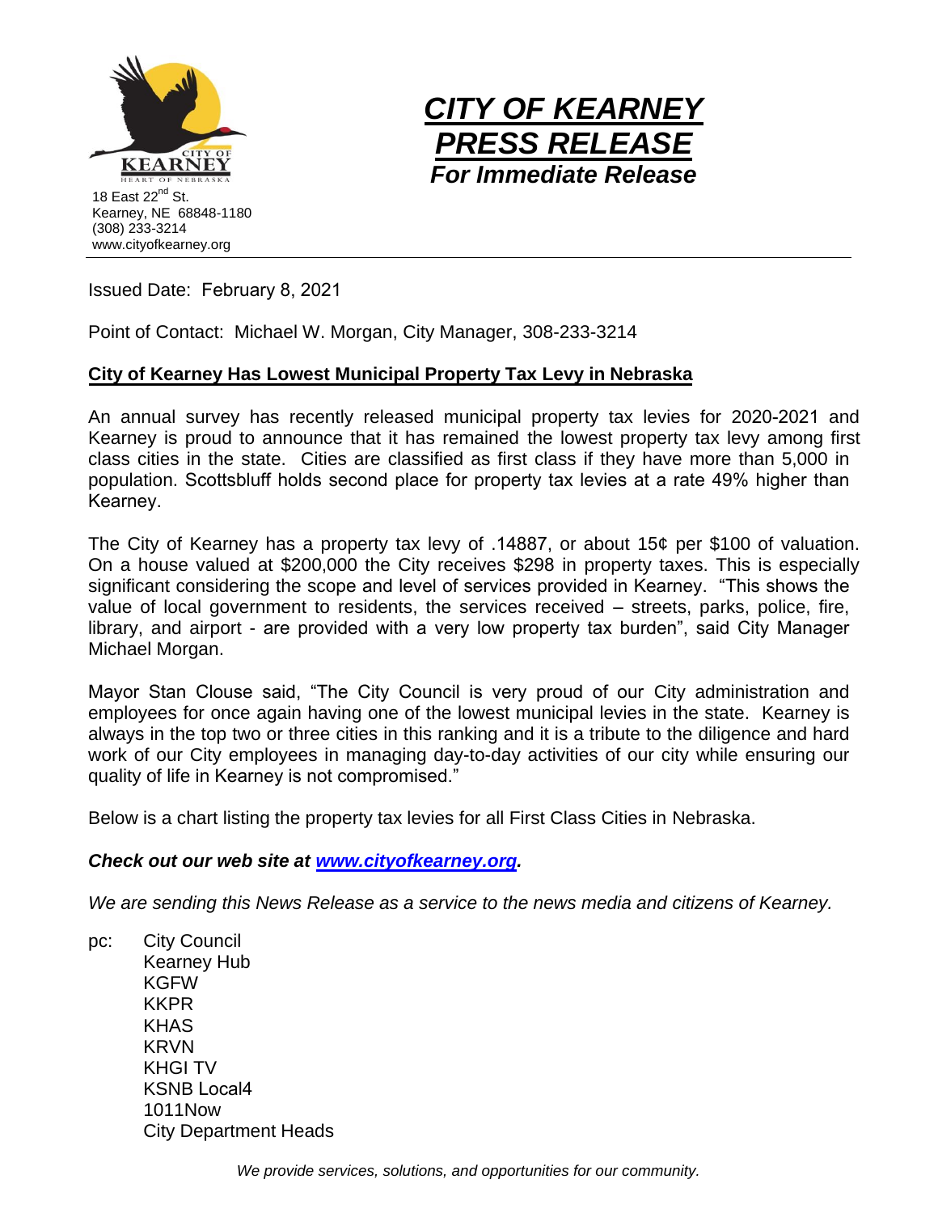18 East 22nd St.
Kearney, NE 68848-1180
(308) 233-3214
www.cityofkearney.org

# *CITY OF KEARNEY PRESS RELEASE*

***For Immediate Release***

---

Issued Date: February 8, 2021

Point of Contact: Michael W. Morgan, City Manager, 308-233-3214

## City of Kearney Has Lowest Municipal Property Tax Levy in Nebraska

An annual survey has recently released municipal property tax levies for 2020-2021 and Kearney is proud to announce that it has remained the lowest property tax levy among first class cities in the state. Cities are classified as first class if they have more than 5,000 in population. Scottsbluff holds second place for property tax levies at a rate 49% higher than Kearney.

The City of Kearney has a property tax levy of .14887, or about 15¢ per $100 of valuation. On a house valued at $200,000 the City receives $298 in property taxes. This is especially significant considering the scope and level of services provided in Kearney. "This shows the value of local government to residents, the services received – streets, parks, police, fire, library, and airport - are provided with a very low property tax burden", said City Manager Michael Morgan.

Mayor Stan Clouse said, "The City Council is very proud of our City administration and employees for once again having one of the lowest municipal levies in the state. Kearney is always in the top two or three cities in this ranking and it is a tribute to the diligence and hard work of our City employees in managing day-to-day activities of our city while ensuring our quality of life in Kearney is not compromised."

Below is a chart listing the property tax levies for all First Class Cities in Nebraska.

***Check out our web site at [www.cityofkearney.org](http://www.cityofkearney.org).***

*We are sending this News Release as a service to the news media and citizens of Kearney.*

pc:
- City Council
- Kearney Hub
- KGFW
- KKPR
- KHAS
- KRVN
- KHGI TV
- KSNB Local4
- 1011Now
- City Department Heads

*We provide services, solutions, and opportunities for our community.*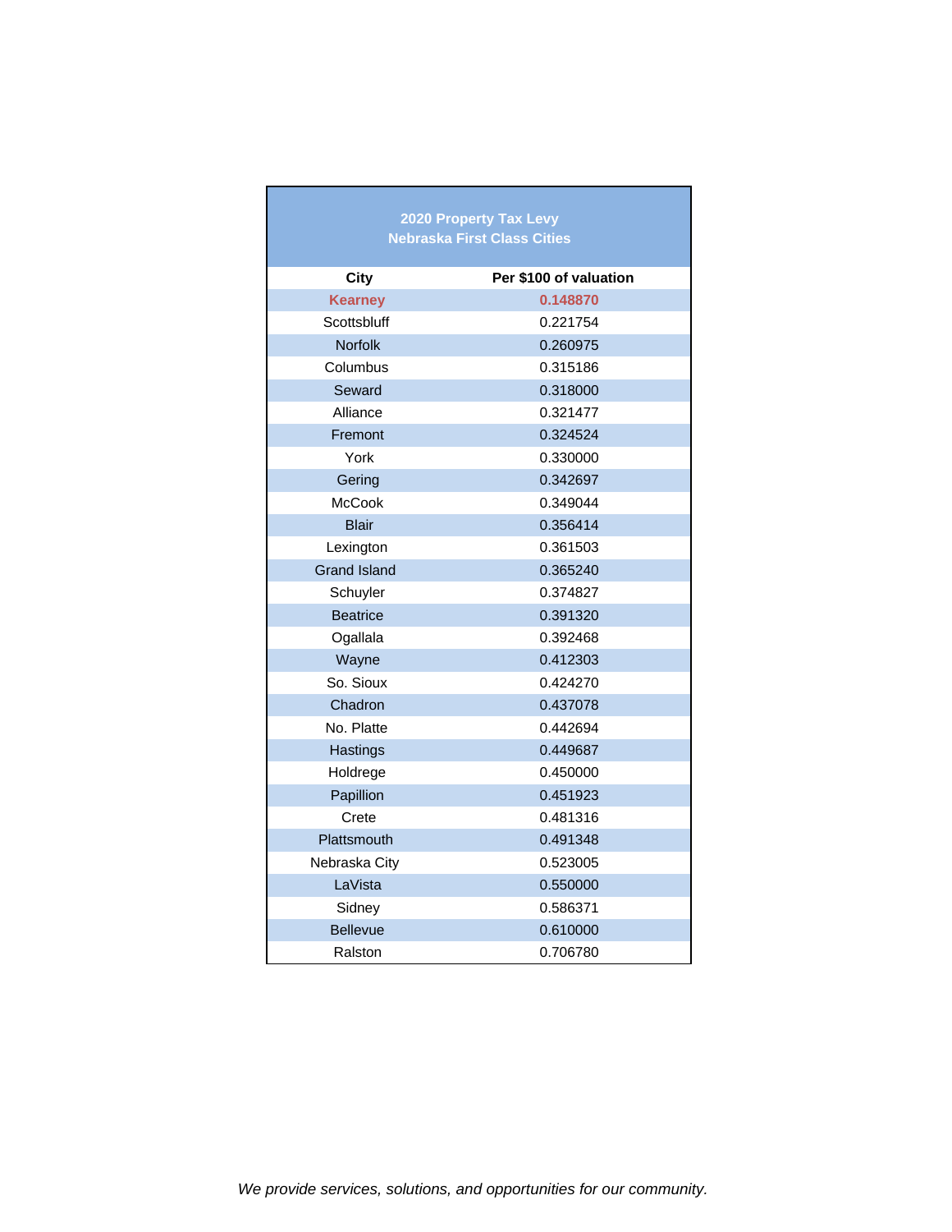| 2020 Property Tax Levy<br>Nebraska First Class Cities | |
|---|---|
| **City** | **Per $100 of valuation** |
| **Kearney** | **0.148870** |
| Scottsbluff | 0.221754 |
| Norfolk | 0.260975 |
| Columbus | 0.315186 |
| Seward | 0.318000 |
| Alliance | 0.321477 |
| Fremont | 0.324524 |
| York | 0.330000 |
| Gering | 0.342697 |
| McCook | 0.349044 |
| Blair | 0.356414 |
| Lexington | 0.361503 |
| Grand Island | 0.365240 |
| Schuyler | 0.374827 |
| Beatrice | 0.391320 |
| Ogallala | 0.392468 |
| Wayne | 0.412303 |
| So. Sioux | 0.424270 |
| Chadron | 0.437078 |
| No. Platte | 0.442694 |
| Hastings | 0.449687 |
| Holdrege | 0.450000 |
| Papillion | 0.451923 |
| Crete | 0.481316 |
| Plattsmouth | 0.491348 |
| Nebraska City | 0.523005 |
| LaVista | 0.550000 |
| Sidney | 0.586371 |
| Bellevue | 0.610000 |
| Ralston | 0.706780 |

*We provide services, solutions, and opportunities for our community.*